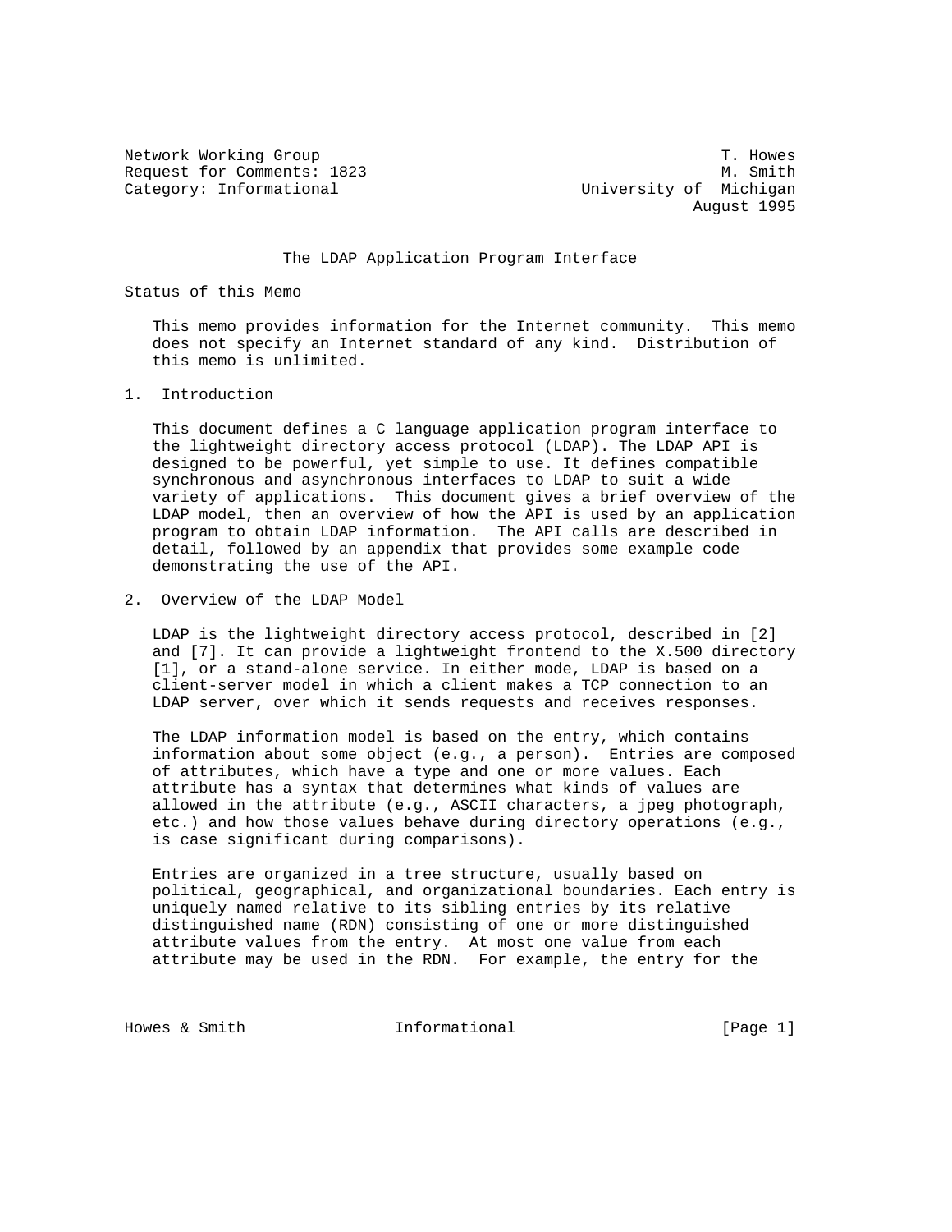Network Working Group                                           T. Howes
Request for Comments: 1823                                      M. Smith
Category: Informational                             University of Michigan
                                                             August 1995

# The LDAP Application Program Interface

## Status of this Memo

This memo provides information for the Internet community. This memo does not specify an Internet standard of any kind. Distribution of this memo is unlimited.

## 1. Introduction

This document defines a C language application program interface to the lightweight directory access protocol (LDAP). The LDAP API is designed to be powerful, yet simple to use. It defines compatible synchronous and asynchronous interfaces to LDAP to suit a wide variety of applications. This document gives a brief overview of the LDAP model, then an overview of how the API is used by an application program to obtain LDAP information. The API calls are described in detail, followed by an appendix that provides some example code demonstrating the use of the API.

## 2. Overview of the LDAP Model

LDAP is the lightweight directory access protocol, described in [2] and [7]. It can provide a lightweight frontend to the X.500 directory [1], or a stand-alone service. In either mode, LDAP is based on a client-server model in which a client makes a TCP connection to an LDAP server, over which it sends requests and receives responses.

The LDAP information model is based on the entry, which contains information about some object (e.g., a person). Entries are composed of attributes, which have a type and one or more values. Each attribute has a syntax that determines what kinds of values are allowed in the attribute (e.g., ASCII characters, a jpeg photograph, etc.) and how those values behave during directory operations (e.g., is case significant during comparisons).

Entries are organized in a tree structure, usually based on political, geographical, and organizational boundaries. Each entry is uniquely named relative to its sibling entries by its relative distinguished name (RDN) consisting of one or more distinguished attribute values from the entry. At most one value from each attribute may be used in the RDN. For example, the entry for the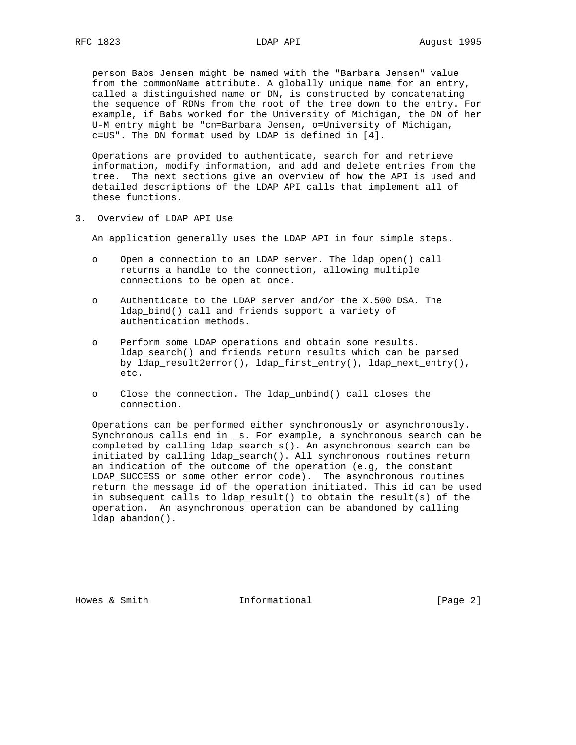person Babs Jensen might be named with the "Barbara Jensen" value from the commonName attribute. A globally unique name for an entry, called a distinguished name or DN, is constructed by concatenating the sequence of RDNs from the root of the tree down to the entry. For example, if Babs worked for the University of Michigan, the DN of her U-M entry might be "cn=Barbara Jensen, o=University of Michigan, c=US". The DN format used by LDAP is defined in [4].

Operations are provided to authenticate, search for and retrieve information, modify information, and add and delete entries from the tree. The next sections give an overview of how the API is used and detailed descriptions of the LDAP API calls that implement all of these functions.

## 3. Overview of LDAP API Use

An application generally uses the LDAP API in four simple steps.

- Open a connection to an LDAP server. The ldap_open() call returns a handle to the connection, allowing multiple connections to be open at once.
- Authenticate to the LDAP server and/or the X.500 DSA. The ldap_bind() call and friends support a variety of authentication methods.
- Perform some LDAP operations and obtain some results. ldap_search() and friends return results which can be parsed by ldap_result2error(), ldap_first_entry(), ldap_next_entry(), etc.
- Close the connection. The ldap_unbind() call closes the connection.

Operations can be performed either synchronously or asynchronously. Synchronous calls end in _s. For example, a synchronous search can be completed by calling ldap_search_s(). An asynchronous search can be initiated by calling ldap_search(). All synchronous routines return an indication of the outcome of the operation (e.g, the constant LDAP_SUCCESS or some other error code). The asynchronous routines return the message id of the operation initiated. This id can be used in subsequent calls to ldap_result() to obtain the result(s) of the operation. An asynchronous operation can be abandoned by calling ldap_abandon().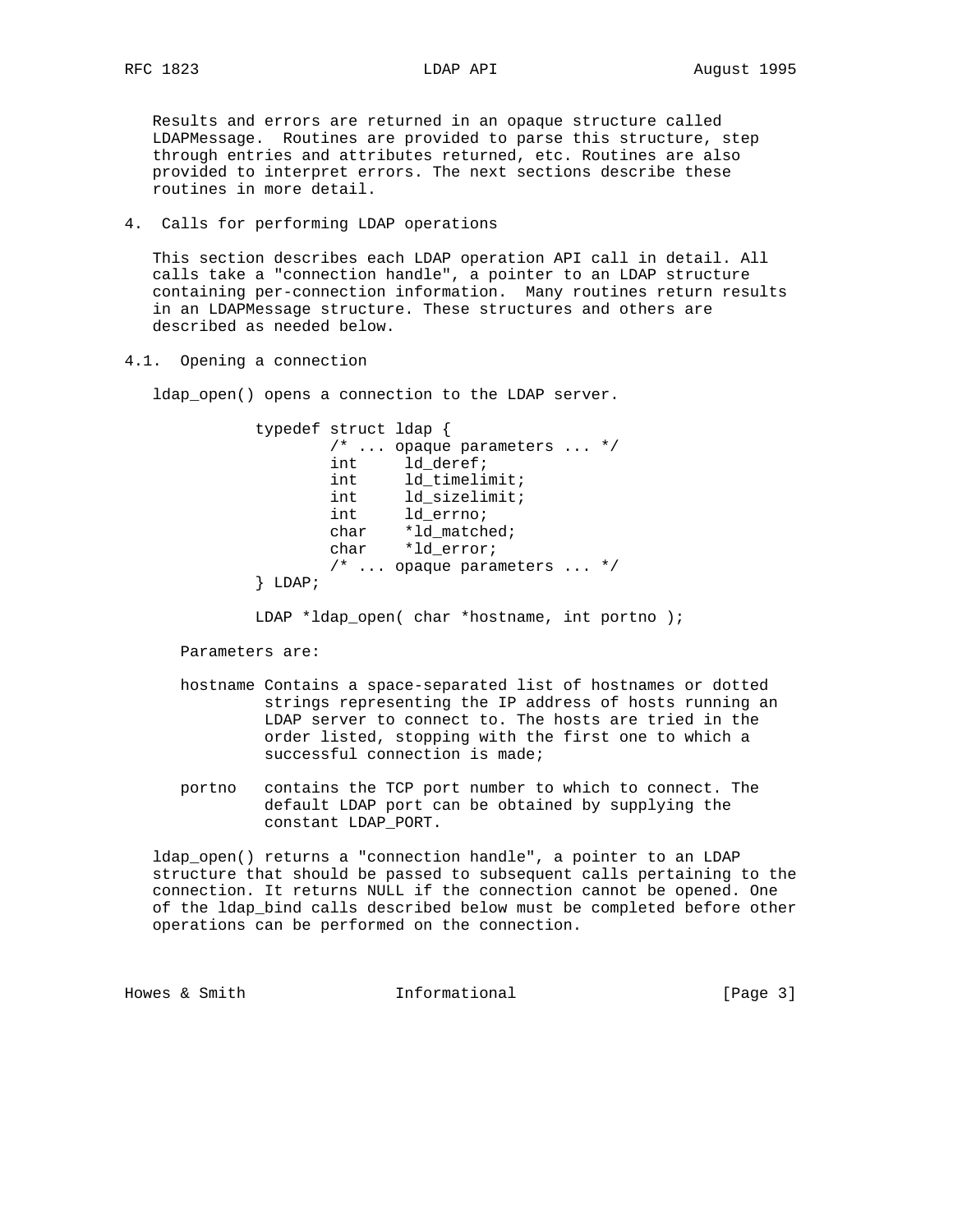Results and errors are returned in an opaque structure called LDAPMessage. Routines are provided to parse this structure, step through entries and attributes returned, etc. Routines are also provided to interpret errors. The next sections describe these routines in more detail.

## 4. Calls for performing LDAP operations

This section describes each LDAP operation API call in detail. All calls take a "connection handle", a pointer to an LDAP structure containing per-connection information. Many routines return results in an LDAPMessage structure. These structures and others are described as needed below.

### 4.1. Opening a connection

ldap_open() opens a connection to the LDAP server.

```
typedef struct ldap {
        /* ... opaque parameters ... */
        int     ld_deref;
        int     ld_timelimit;
        int     ld_sizelimit;
        int     ld_errno;
        char    *ld_matched;
        char    *ld_error;
        /* ... opaque parameters ... */
} LDAP;

LDAP *ldap_open( char *hostname, int portno );
```

Parameters are:

hostname Contains a space-separated list of hostnames or dotted strings representing the IP address of hosts running an LDAP server to connect to. The hosts are tried in the order listed, stopping with the first one to which a successful connection is made;

portno contains the TCP port number to which to connect. The default LDAP port can be obtained by supplying the constant LDAP_PORT.

ldap_open() returns a "connection handle", a pointer to an LDAP structure that should be passed to subsequent calls pertaining to the connection. It returns NULL if the connection cannot be opened. One of the ldap_bind calls described below must be completed before other operations can be performed on the connection.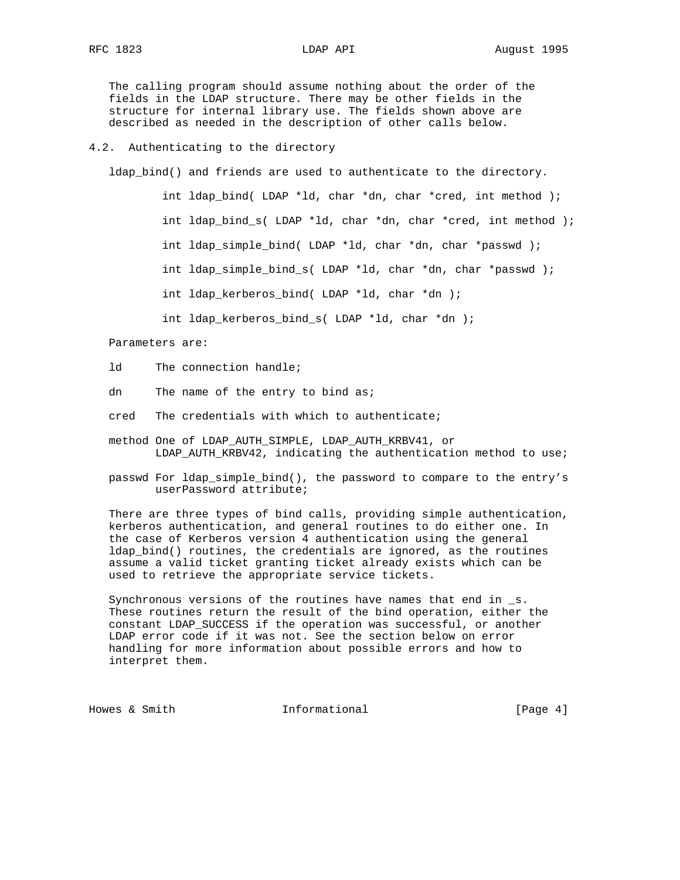The calling program should assume nothing about the order of the fields in the LDAP structure. There may be other fields in the structure for internal library use. The fields shown above are described as needed in the description of other calls below.

## 4.2. Authenticating to the directory

ldap_bind() and friends are used to authenticate to the directory.

```
int ldap_bind( LDAP *ld, char *dn, char *cred, int method );

int ldap_bind_s( LDAP *ld, char *dn, char *cred, int method );

int ldap_simple_bind( LDAP *ld, char *dn, char *passwd );

int ldap_simple_bind_s( LDAP *ld, char *dn, char *passwd );

int ldap_kerberos_bind( LDAP *ld, char *dn );

int ldap_kerberos_bind_s( LDAP *ld, char *dn );
```

Parameters are:

ld      The connection handle;

dn      The name of the entry to bind as;

cred    The credentials with which to authenticate;

method  One of LDAP_AUTH_SIMPLE, LDAP_AUTH_KRBV41, or LDAP_AUTH_KRBV42, indicating the authentication method to use;

passwd  For ldap_simple_bind(), the password to compare to the entry's userPassword attribute;

There are three types of bind calls, providing simple authentication, kerberos authentication, and general routines to do either one. In the case of Kerberos version 4 authentication using the general ldap_bind() routines, the credentials are ignored, as the routines assume a valid ticket granting ticket already exists which can be used to retrieve the appropriate service tickets.

Synchronous versions of the routines have names that end in _s. These routines return the result of the bind operation, either the constant LDAP_SUCCESS if the operation was successful, or another LDAP error code if it was not. See the section below on error handling for more information about possible errors and how to interpret them.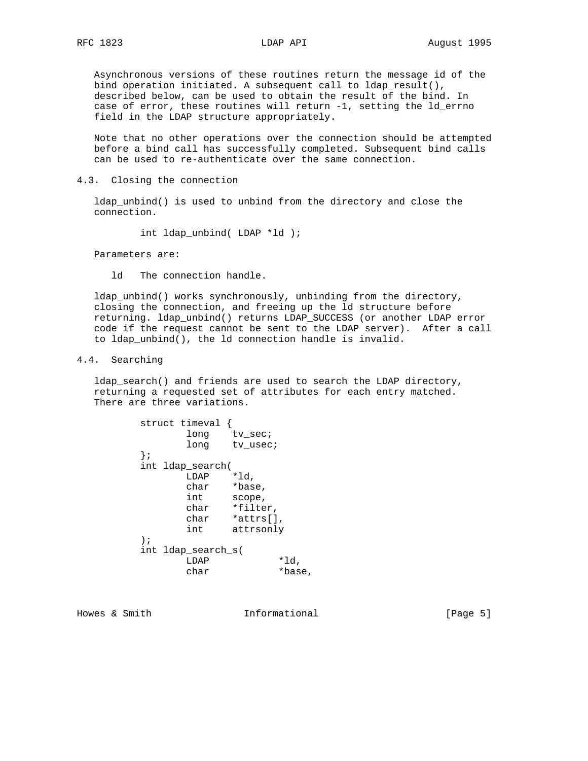Asynchronous versions of these routines return the message id of the bind operation initiated. A subsequent call to ldap_result(), described below, can be used to obtain the result of the bind. In case of error, these routines will return -1, setting the ld_errno field in the LDAP structure appropriately.

Note that no other operations over the connection should be attempted before a bind call has successfully completed. Subsequent bind calls can be used to re-authenticate over the same connection.

## 4.3. Closing the connection

ldap_unbind() is used to unbind from the directory and close the connection.

```
int ldap_unbind( LDAP *ld );
```

Parameters are:

ld   The connection handle.

ldap_unbind() works synchronously, unbinding from the directory, closing the connection, and freeing up the ld structure before returning. ldap_unbind() returns LDAP_SUCCESS (or another LDAP error code if the request cannot be sent to the LDAP server).  After a call to ldap_unbind(), the ld connection handle is invalid.

## 4.4. Searching

ldap_search() and friends are used to search the LDAP directory, returning a requested set of attributes for each entry matched. There are three variations.

```
struct timeval {
        long    tv_sec;
        long    tv_usec;
};
int ldap_search(
        LDAP    *ld,
        char    *base,
        int     scope,
        char    *filter,
        char    *attrs[],
        int     attrsonly
);
int ldap_search_s(
        LDAP            *ld,
        char            *base,
```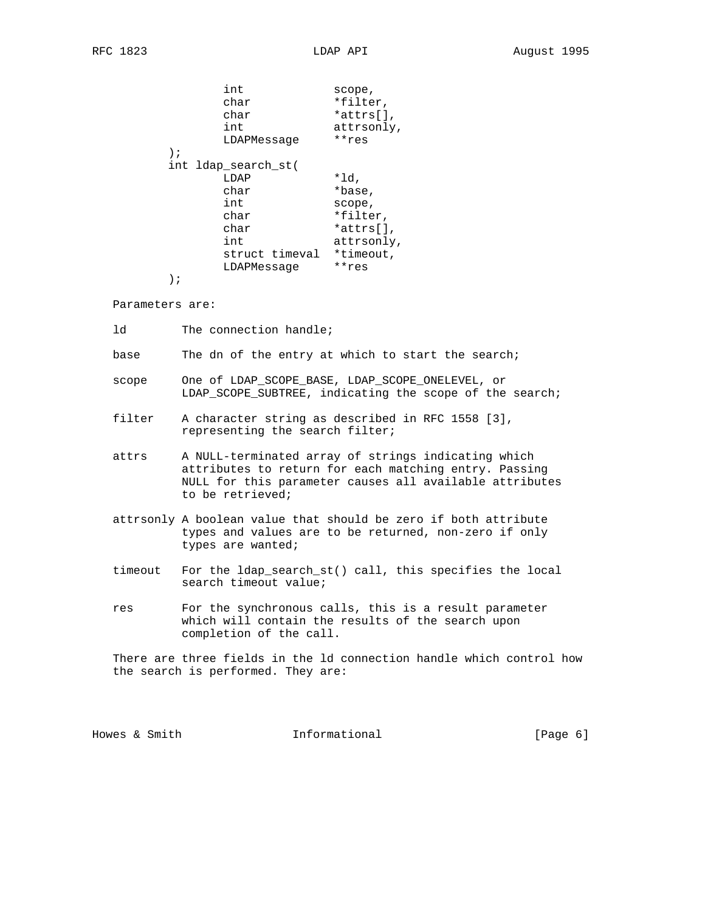```
                int             scope,
                char            *filter,
                char            *attrs[],
                int             attrsonly,
                LDAPMessage     **res
        );
        int ldap_search_st(
                LDAP            *ld,
                char            *base,
                int             scope,
                char            *filter,
                char            *attrs[],
                int             attrsonly,
                struct timeval  *timeout,
                LDAPMessage     **res
        );
```

Parameters are:

ld        The connection handle;

base      The dn of the entry at which to start the search;

scope     One of LDAP_SCOPE_BASE, LDAP_SCOPE_ONELEVEL, or LDAP_SCOPE_SUBTREE, indicating the scope of the search;

filter    A character string as described in RFC 1558 [3], representing the search filter;

attrs     A NULL-terminated array of strings indicating which attributes to return for each matching entry. Passing NULL for this parameter causes all available attributes to be retrieved;

attrsonly A boolean value that should be zero if both attribute types and values are to be returned, non-zero if only types are wanted;

timeout   For the ldap_search_st() call, this specifies the local search timeout value;

res       For the synchronous calls, this is a result parameter which will contain the results of the search upon completion of the call.

There are three fields in the ld connection handle which control how the search is performed. They are: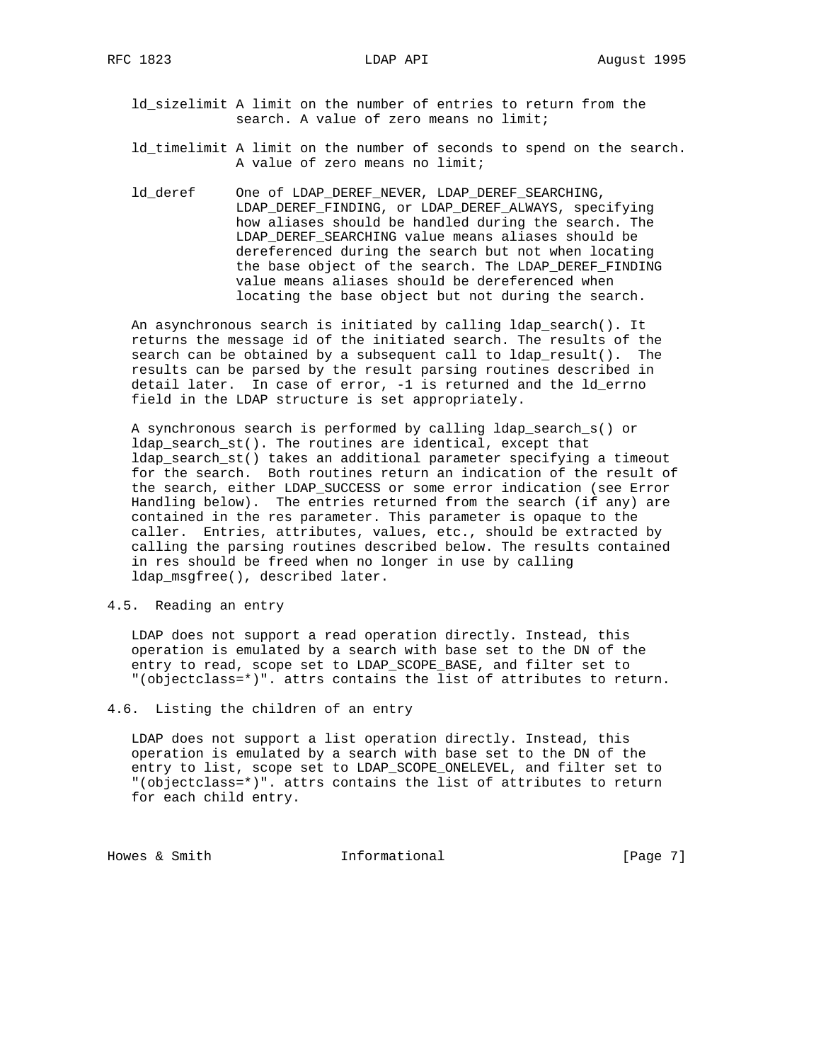ld_sizelimit A limit on the number of entries to return from the search. A value of zero means no limit;

ld_timelimit A limit on the number of seconds to spend on the search. A value of zero means no limit;

ld_deref One of LDAP_DEREF_NEVER, LDAP_DEREF_SEARCHING, LDAP_DEREF_FINDING, or LDAP_DEREF_ALWAYS, specifying how aliases should be handled during the search. The LDAP_DEREF_SEARCHING value means aliases should be dereferenced during the search but not when locating the base object of the search. The LDAP_DEREF_FINDING value means aliases should be dereferenced when locating the base object but not during the search.

An asynchronous search is initiated by calling ldap_search(). It returns the message id of the initiated search. The results of the search can be obtained by a subsequent call to ldap_result(). The results can be parsed by the result parsing routines described in detail later. In case of error, -1 is returned and the ld_errno field in the LDAP structure is set appropriately.

A synchronous search is performed by calling ldap_search_s() or ldap_search_st(). The routines are identical, except that ldap_search_st() takes an additional parameter specifying a timeout for the search. Both routines return an indication of the result of the search, either LDAP_SUCCESS or some error indication (see Error Handling below). The entries returned from the search (if any) are contained in the res parameter. This parameter is opaque to the caller. Entries, attributes, values, etc., should be extracted by calling the parsing routines described below. The results contained in res should be freed when no longer in use by calling ldap_msgfree(), described later.

## 4.5. Reading an entry

LDAP does not support a read operation directly. Instead, this operation is emulated by a search with base set to the DN of the entry to read, scope set to LDAP_SCOPE_BASE, and filter set to "(objectclass=*)". attrs contains the list of attributes to return.

## 4.6. Listing the children of an entry

LDAP does not support a list operation directly. Instead, this operation is emulated by a search with base set to the DN of the entry to list, scope set to LDAP_SCOPE_ONELEVEL, and filter set to "(objectclass=*)". attrs contains the list of attributes to return for each child entry.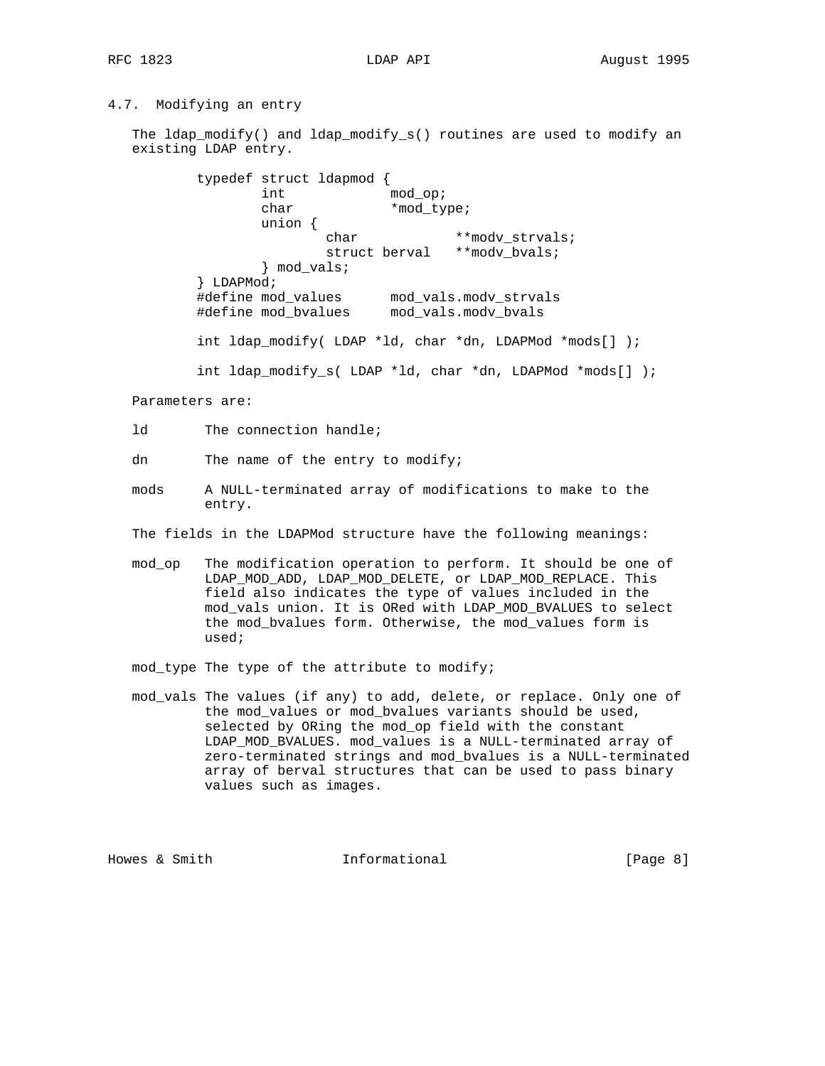### 4.7. Modifying an entry

The ldap_modify() and ldap_modify_s() routines are used to modify an existing LDAP entry.

```
typedef struct ldapmod {
        int             mod_op;
        char            *mod_type;
        union {
                char            **modv_strvals;
                struct berval   **modv_bvals;
        } mod_vals;
} LDAPMod;
#define mod_values      mod_vals.modv_strvals
#define mod_bvalues     mod_vals.modv_bvals

int ldap_modify( LDAP *ld, char *dn, LDAPMod *mods[] );

int ldap_modify_s( LDAP *ld, char *dn, LDAPMod *mods[] );
```

Parameters are:

- **ld** The connection handle;
- **dn** The name of the entry to modify;
- **mods** A NULL-terminated array of modifications to make to the entry.

The fields in the LDAPMod structure have the following meanings:

- **mod_op** The modification operation to perform. It should be one of LDAP_MOD_ADD, LDAP_MOD_DELETE, or LDAP_MOD_REPLACE. This field also indicates the type of values included in the mod_vals union. It is ORed with LDAP_MOD_BVALUES to select the mod_bvalues form. Otherwise, the mod_values form is used;
- **mod_type** The type of the attribute to modify;
- **mod_vals** The values (if any) to add, delete, or replace. Only one of the mod_values or mod_bvalues variants should be used, selected by ORing the mod_op field with the constant LDAP_MOD_BVALUES. mod_values is a NULL-terminated array of zero-terminated strings and mod_bvalues is a NULL-terminated array of berval structures that can be used to pass binary values such as images.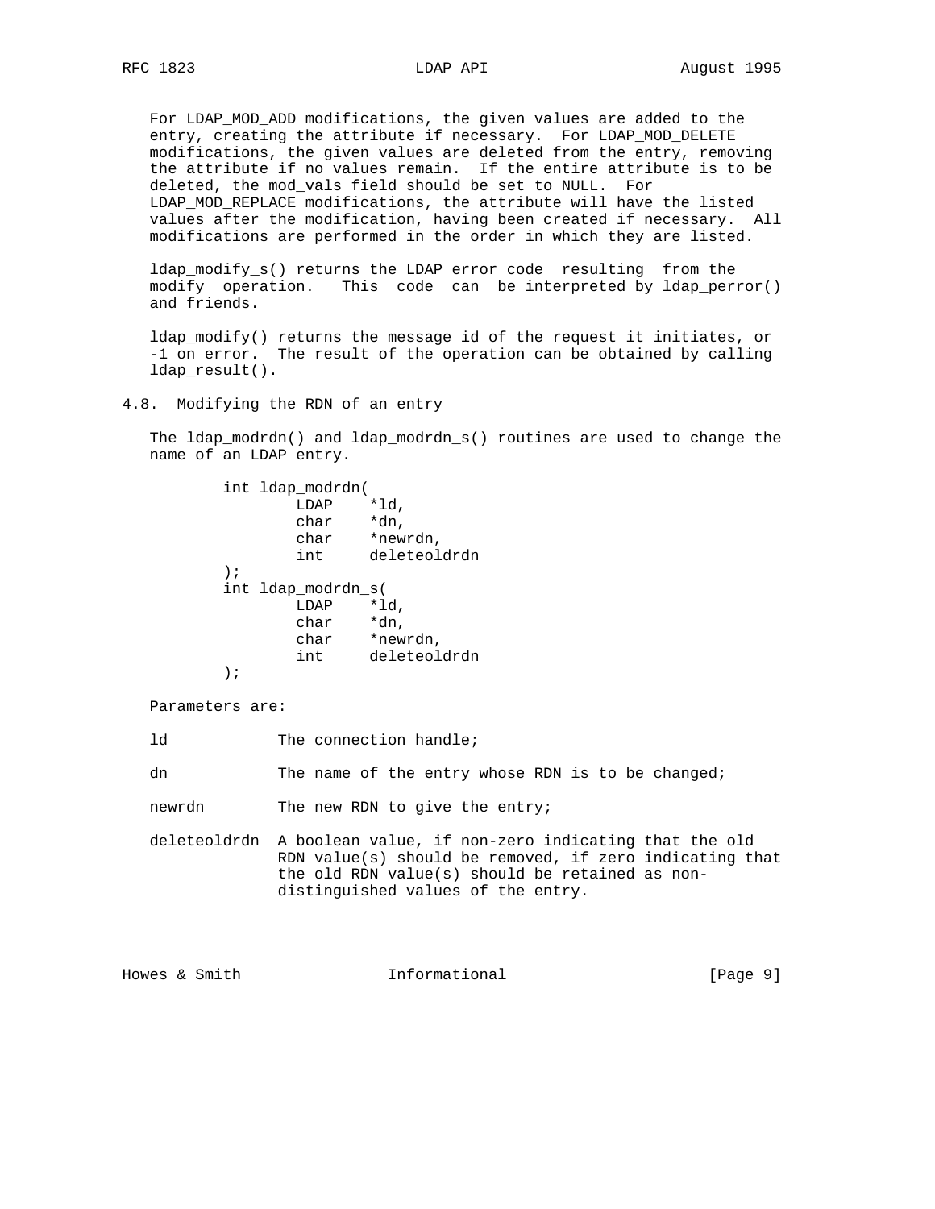For LDAP_MOD_ADD modifications, the given values are added to the entry, creating the attribute if necessary. For LDAP_MOD_DELETE modifications, the given values are deleted from the entry, removing the attribute if no values remain. If the entire attribute is to be deleted, the mod_vals field should be set to NULL. For LDAP_MOD_REPLACE modifications, the attribute will have the listed values after the modification, having been created if necessary. All modifications are performed in the order in which they are listed.

ldap_modify_s() returns the LDAP error code resulting from the modify operation. This code can be interpreted by ldap_perror() and friends.

ldap_modify() returns the message id of the request it initiates, or -1 on error. The result of the operation can be obtained by calling ldap_result().

## 4.8. Modifying the RDN of an entry

The ldap_modrdn() and ldap_modrdn_s() routines are used to change the name of an LDAP entry.

```
        int ldap_modrdn(
                LDAP    *ld,
                char    *dn,
                char    *newrdn,
                int     deleteoldrdn
        );
        int ldap_modrdn_s(
                LDAP    *ld,
                char    *dn,
                char    *newrdn,
                int     deleteoldrdn
        );
```

Parameters are:

```
ld            The connection handle;

dn            The name of the entry whose RDN is to be changed;

newrdn        The new RDN to give the entry;

deleteoldrdn  A boolean value, if non-zero indicating that the old
              RDN value(s) should be removed, if zero indicating that
              the old RDN value(s) should be retained as non-
              distinguished values of the entry.
```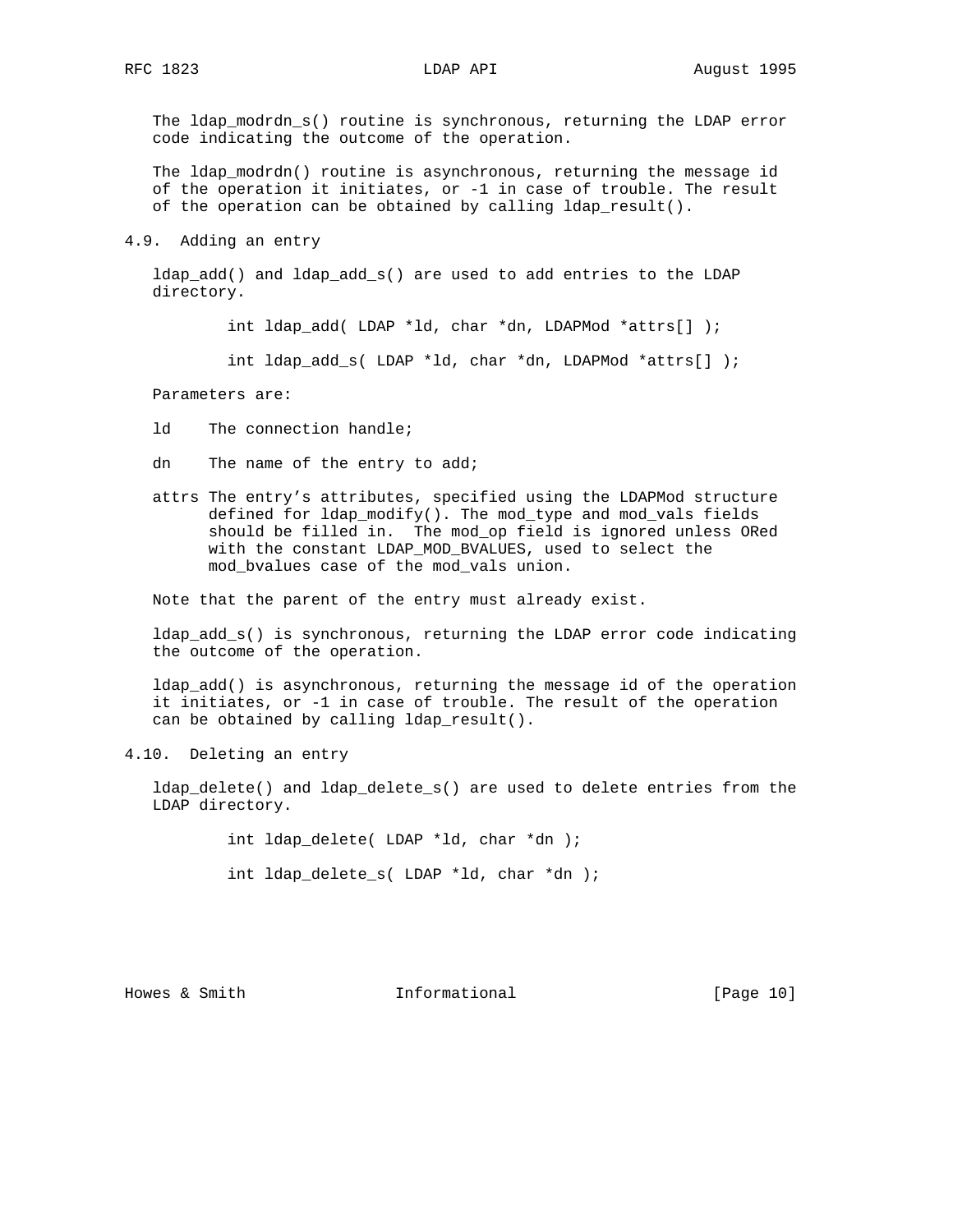The ldap_modrdn_s() routine is synchronous, returning the LDAP error code indicating the outcome of the operation.

The ldap_modrdn() routine is asynchronous, returning the message id of the operation it initiates, or -1 in case of trouble. The result of the operation can be obtained by calling ldap_result().

## 4.9. Adding an entry

ldap_add() and ldap_add_s() are used to add entries to the LDAP directory.

```
int ldap_add( LDAP *ld, char *dn, LDAPMod *attrs[] );

int ldap_add_s( LDAP *ld, char *dn, LDAPMod *attrs[] );
```

Parameters are:

- ld — The connection handle;
- dn — The name of the entry to add;
- attrs — The entry's attributes, specified using the LDAPMod structure defined for ldap_modify(). The mod_type and mod_vals fields should be filled in. The mod_op field is ignored unless ORed with the constant LDAP_MOD_BVALUES, used to select the mod_bvalues case of the mod_vals union.

Note that the parent of the entry must already exist.

ldap_add_s() is synchronous, returning the LDAP error code indicating the outcome of the operation.

ldap_add() is asynchronous, returning the message id of the operation it initiates, or -1 in case of trouble. The result of the operation can be obtained by calling ldap_result().

## 4.10. Deleting an entry

ldap_delete() and ldap_delete_s() are used to delete entries from the LDAP directory.

```
int ldap_delete( LDAP *ld, char *dn );

int ldap_delete_s( LDAP *ld, char *dn );
```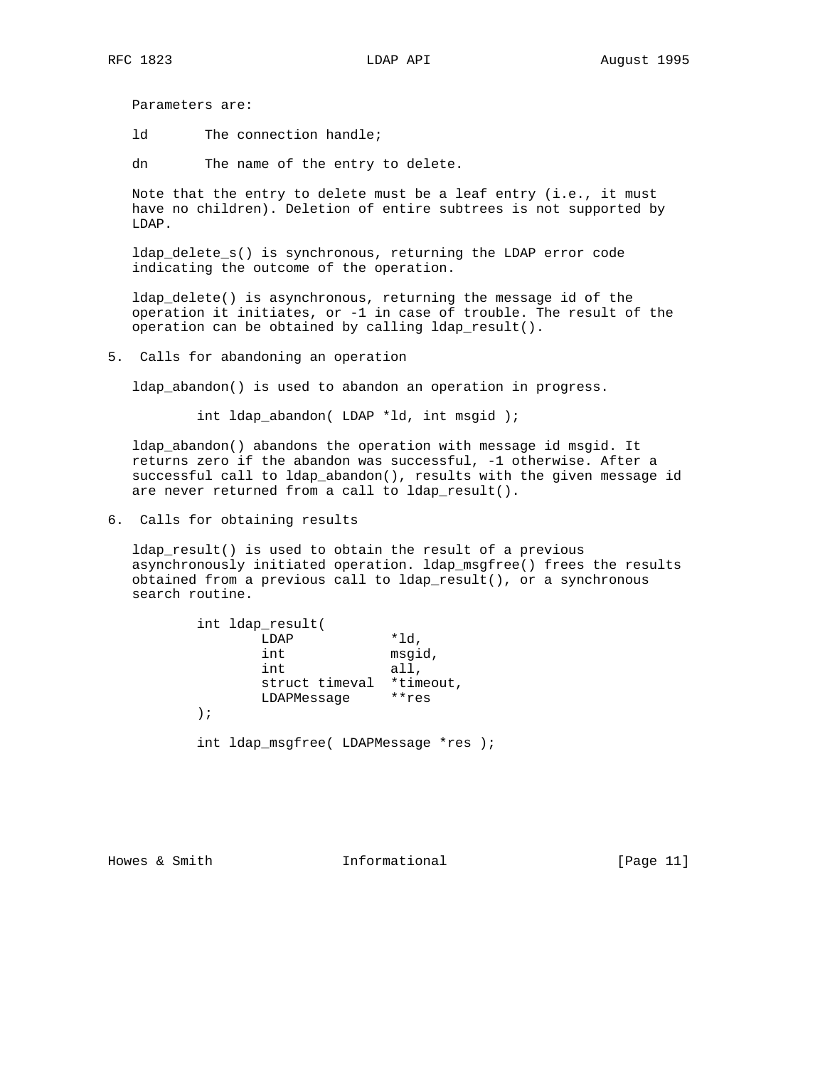Parameters are:

ld       The connection handle;

dn       The name of the entry to delete.

Note that the entry to delete must be a leaf entry (i.e., it must have no children). Deletion of entire subtrees is not supported by LDAP.

ldap_delete_s() is synchronous, returning the LDAP error code indicating the outcome of the operation.

ldap_delete() is asynchronous, returning the message id of the operation it initiates, or -1 in case of trouble. The result of the operation can be obtained by calling ldap_result().

## 5. Calls for abandoning an operation

ldap_abandon() is used to abandon an operation in progress.

```
int ldap_abandon( LDAP *ld, int msgid );
```

ldap_abandon() abandons the operation with message id msgid. It returns zero if the abandon was successful, -1 otherwise. After a successful call to ldap_abandon(), results with the given message id are never returned from a call to ldap_result().

## 6. Calls for obtaining results

ldap_result() is used to obtain the result of a previous asynchronously initiated operation. ldap_msgfree() frees the results obtained from a previous call to ldap_result(), or a synchronous search routine.

```
int ldap_result(
        LDAP            *ld,
        int             msgid,
        int             all,
        struct timeval  *timeout,
        LDAPMessage     **res
);

int ldap_msgfree( LDAPMessage *res );
```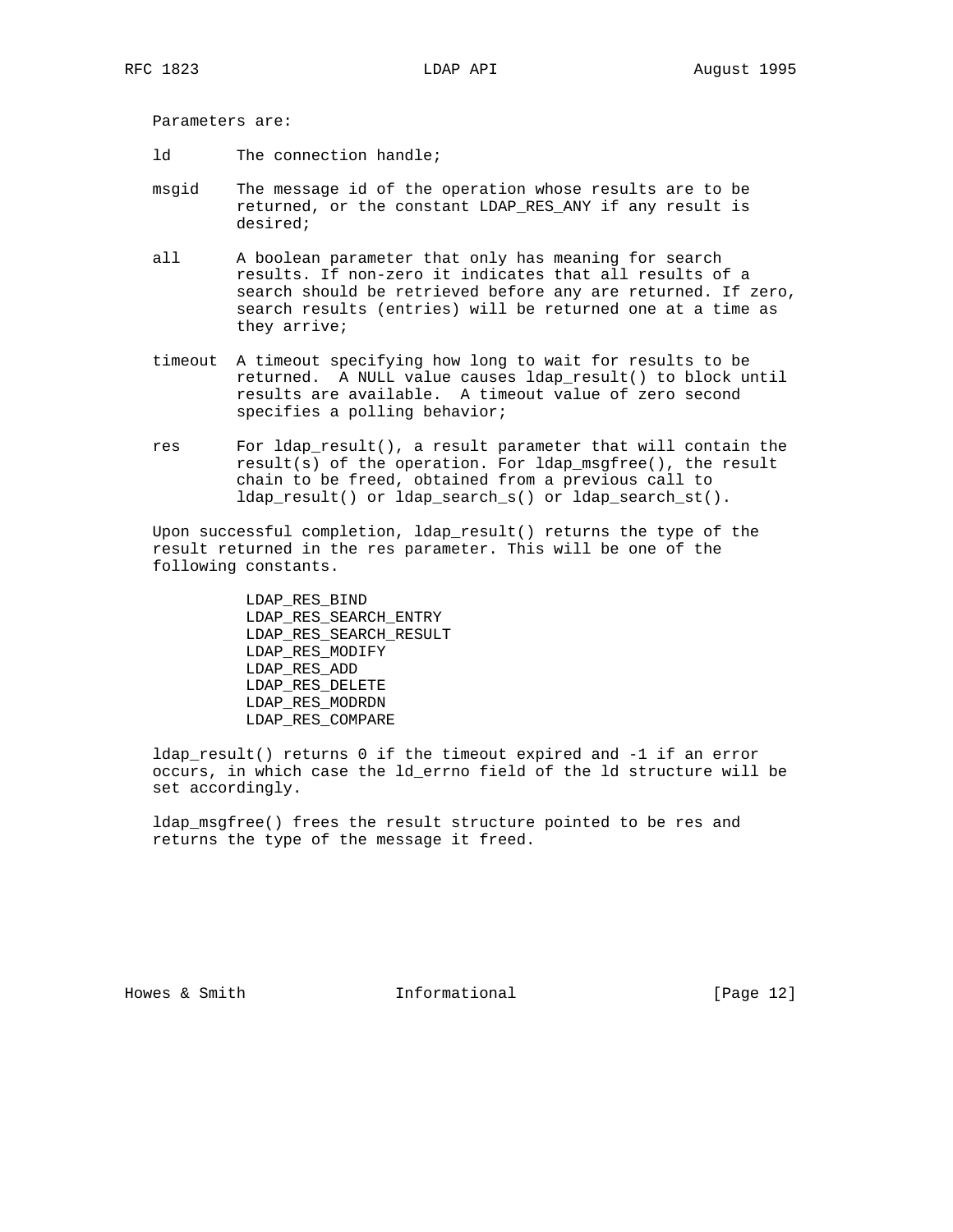Parameters are:

ld
: The connection handle;

msgid
: The message id of the operation whose results are to be returned, or the constant LDAP_RES_ANY if any result is desired;

all
: A boolean parameter that only has meaning for search results. If non-zero it indicates that all results of a search should be retrieved before any are returned. If zero, search results (entries) will be returned one at a time as they arrive;

timeout
: A timeout specifying how long to wait for results to be returned. A NULL value causes ldap_result() to block until results are available. A timeout value of zero second specifies a polling behavior;

res
: For ldap_result(), a result parameter that will contain the result(s) of the operation. For ldap_msgfree(), the result chain to be freed, obtained from a previous call to ldap_result() or ldap_search_s() or ldap_search_st().

Upon successful completion, ldap_result() returns the type of the result returned in the res parameter. This will be one of the following constants.

```
LDAP_RES_BIND
LDAP_RES_SEARCH_ENTRY
LDAP_RES_SEARCH_RESULT
LDAP_RES_MODIFY
LDAP_RES_ADD
LDAP_RES_DELETE
LDAP_RES_MODRDN
LDAP_RES_COMPARE
```

ldap_result() returns 0 if the timeout expired and -1 if an error occurs, in which case the ld_errno field of the ld structure will be set accordingly.

ldap_msgfree() frees the result structure pointed to be res and returns the type of the message it freed.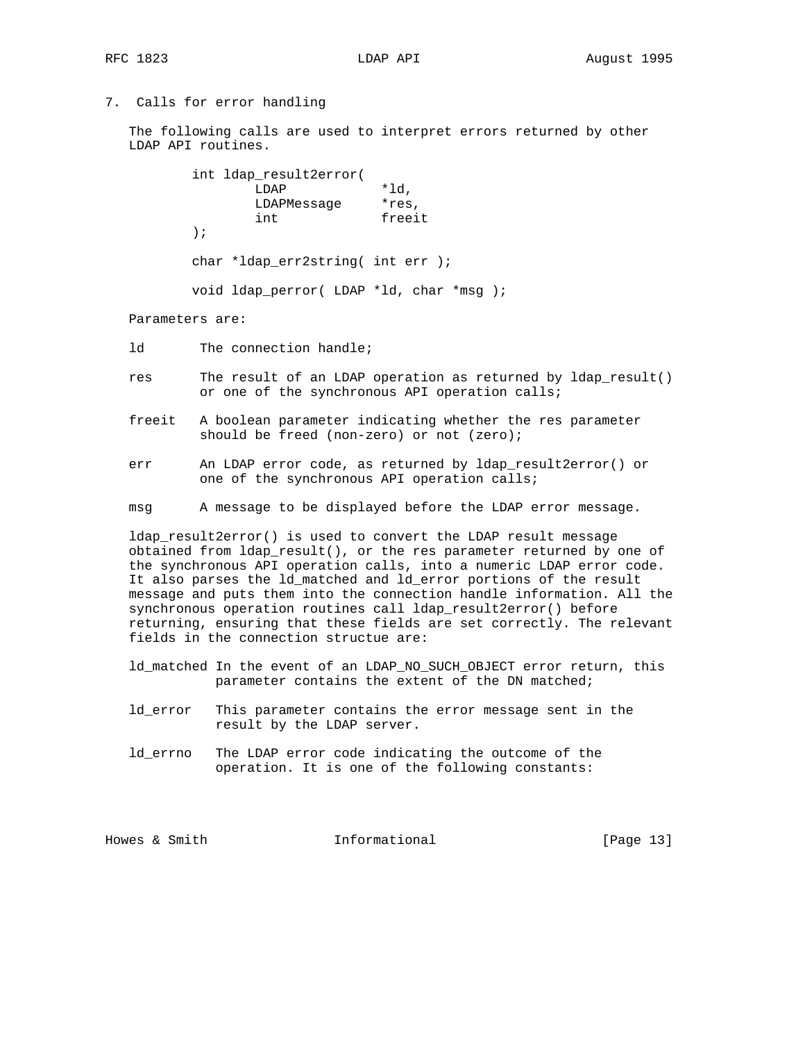## 7. Calls for error handling

The following calls are used to interpret errors returned by other LDAP API routines.

```
int ldap_result2error(
        LDAP            *ld,
        LDAPMessage     *res,
        int             freeit
);

char *ldap_err2string( int err );

void ldap_perror( LDAP *ld, char *msg );
```

Parameters are:

- **ld** The connection handle;
- **res** The result of an LDAP operation as returned by ldap_result() or one of the synchronous API operation calls;
- **freeit** A boolean parameter indicating whether the res parameter should be freed (non-zero) or not (zero);
- **err** An LDAP error code, as returned by ldap_result2error() or one of the synchronous API operation calls;
- **msg** A message to be displayed before the LDAP error message.

ldap_result2error() is used to convert the LDAP result message obtained from ldap_result(), or the res parameter returned by one of the synchronous API operation calls, into a numeric LDAP error code. It also parses the ld_matched and ld_error portions of the result message and puts them into the connection handle information. All the synchronous operation routines call ldap_result2error() before returning, ensuring that these fields are set correctly. The relevant fields in the connection structue are:

- **ld_matched** In the event of an LDAP_NO_SUCH_OBJECT error return, this parameter contains the extent of the DN matched;
- **ld_error** This parameter contains the error message sent in the result by the LDAP server.
- **ld_errno** The LDAP error code indicating the outcome of the operation. It is one of the following constants: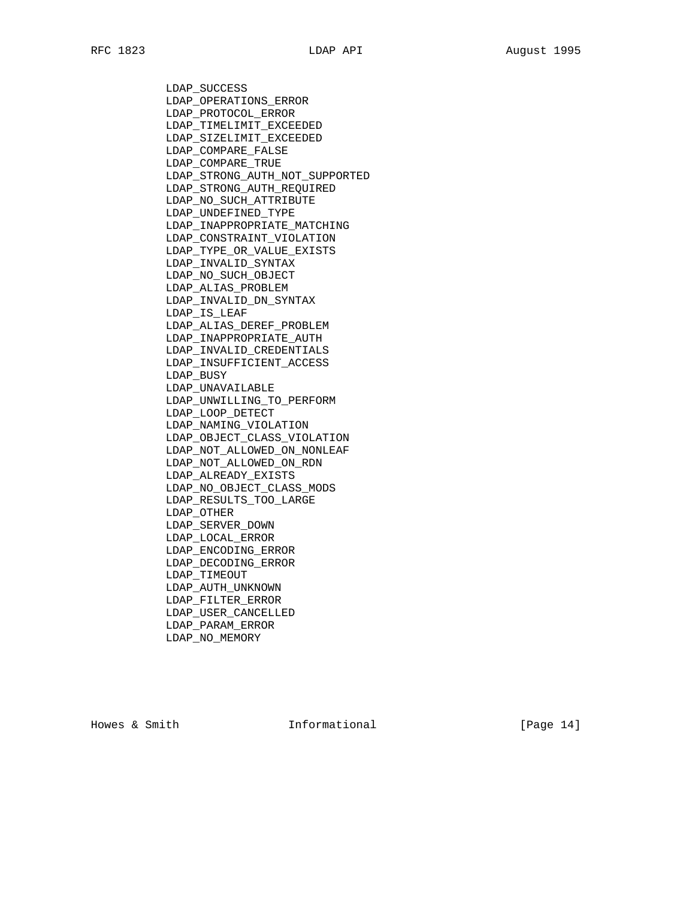```
LDAP_SUCCESS
LDAP_OPERATIONS_ERROR
LDAP_PROTOCOL_ERROR
LDAP_TIMELIMIT_EXCEEDED
LDAP_SIZELIMIT_EXCEEDED
LDAP_COMPARE_FALSE
LDAP_COMPARE_TRUE
LDAP_STRONG_AUTH_NOT_SUPPORTED
LDAP_STRONG_AUTH_REQUIRED
LDAP_NO_SUCH_ATTRIBUTE
LDAP_UNDEFINED_TYPE
LDAP_INAPPROPRIATE_MATCHING
LDAP_CONSTRAINT_VIOLATION
LDAP_TYPE_OR_VALUE_EXISTS
LDAP_INVALID_SYNTAX
LDAP_NO_SUCH_OBJECT
LDAP_ALIAS_PROBLEM
LDAP_INVALID_DN_SYNTAX
LDAP_IS_LEAF
LDAP_ALIAS_DEREF_PROBLEM
LDAP_INAPPROPRIATE_AUTH
LDAP_INVALID_CREDENTIALS
LDAP_INSUFFICIENT_ACCESS
LDAP_BUSY
LDAP_UNAVAILABLE
LDAP_UNWILLING_TO_PERFORM
LDAP_LOOP_DETECT
LDAP_NAMING_VIOLATION
LDAP_OBJECT_CLASS_VIOLATION
LDAP_NOT_ALLOWED_ON_NONLEAF
LDAP_NOT_ALLOWED_ON_RDN
LDAP_ALREADY_EXISTS
LDAP_NO_OBJECT_CLASS_MODS
LDAP_RESULTS_TOO_LARGE
LDAP_OTHER
LDAP_SERVER_DOWN
LDAP_LOCAL_ERROR
LDAP_ENCODING_ERROR
LDAP_DECODING_ERROR
LDAP_TIMEOUT
LDAP_AUTH_UNKNOWN
LDAP_FILTER_ERROR
LDAP_USER_CANCELLED
LDAP_PARAM_ERROR
LDAP_NO_MEMORY
```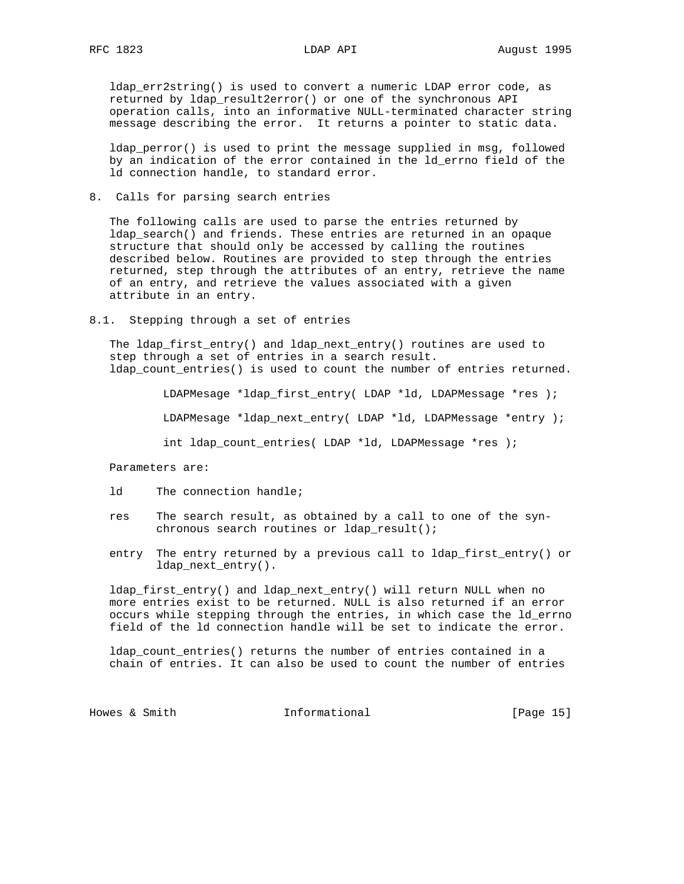ldap_err2string() is used to convert a numeric LDAP error code, as returned by ldap_result2error() or one of the synchronous API operation calls, into an informative NULL-terminated character string message describing the error. It returns a pointer to static data.

ldap_perror() is used to print the message supplied in msg, followed by an indication of the error contained in the ld_errno field of the ld connection handle, to standard error.

## 8. Calls for parsing search entries

The following calls are used to parse the entries returned by ldap_search() and friends. These entries are returned in an opaque structure that should only be accessed by calling the routines described below. Routines are provided to step through the entries returned, step through the attributes of an entry, retrieve the name of an entry, and retrieve the values associated with a given attribute in an entry.

### 8.1. Stepping through a set of entries

The ldap_first_entry() and ldap_next_entry() routines are used to step through a set of entries in a search result. ldap_count_entries() is used to count the number of entries returned.

```
LDAPMesage *ldap_first_entry( LDAP *ld, LDAPMessage *res );

LDAPMesage *ldap_next_entry( LDAP *ld, LDAPMessage *entry );

int ldap_count_entries( LDAP *ld, LDAPMessage *res );
```

Parameters are:

ld      The connection handle;

res     The search result, as obtained by a call to one of the synchronous search routines or ldap_result();

entry   The entry returned by a previous call to ldap_first_entry() or ldap_next_entry().

ldap_first_entry() and ldap_next_entry() will return NULL when no more entries exist to be returned. NULL is also returned if an error occurs while stepping through the entries, in which case the ld_errno field of the ld connection handle will be set to indicate the error.

ldap_count_entries() returns the number of entries contained in a chain of entries. It can also be used to count the number of entries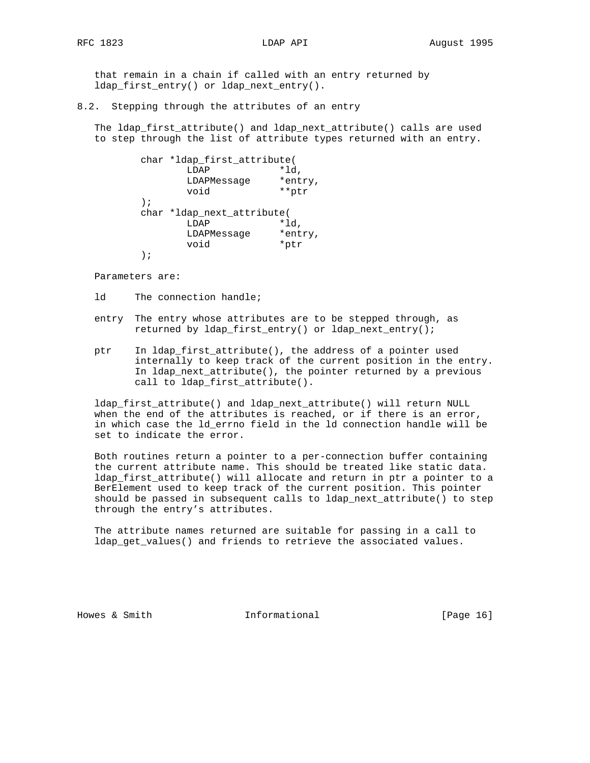that remain in a chain if called with an entry returned by ldap_first_entry() or ldap_next_entry().

## 8.2. Stepping through the attributes of an entry

The ldap_first_attribute() and ldap_next_attribute() calls are used to step through the list of attribute types returned with an entry.

```
        char *ldap_first_attribute(
                LDAP            *ld,
                LDAPMessage     *entry,
                void            **ptr
        );
        char *ldap_next_attribute(
                LDAP            *ld,
                LDAPMessage     *entry,
                void            *ptr
        );
```

Parameters are:

ld      The connection handle;

entry  The entry whose attributes are to be stepped through, as returned by ldap_first_entry() or ldap_next_entry();

ptr    In ldap_first_attribute(), the address of a pointer used internally to keep track of the current position in the entry. In ldap_next_attribute(), the pointer returned by a previous call to ldap_first_attribute().

ldap_first_attribute() and ldap_next_attribute() will return NULL when the end of the attributes is reached, or if there is an error, in which case the ld_errno field in the ld connection handle will be set to indicate the error.

Both routines return a pointer to a per-connection buffer containing the current attribute name. This should be treated like static data. ldap_first_attribute() will allocate and return in ptr a pointer to a BerElement used to keep track of the current position. This pointer should be passed in subsequent calls to ldap_next_attribute() to step through the entry's attributes.

The attribute names returned are suitable for passing in a call to ldap_get_values() and friends to retrieve the associated values.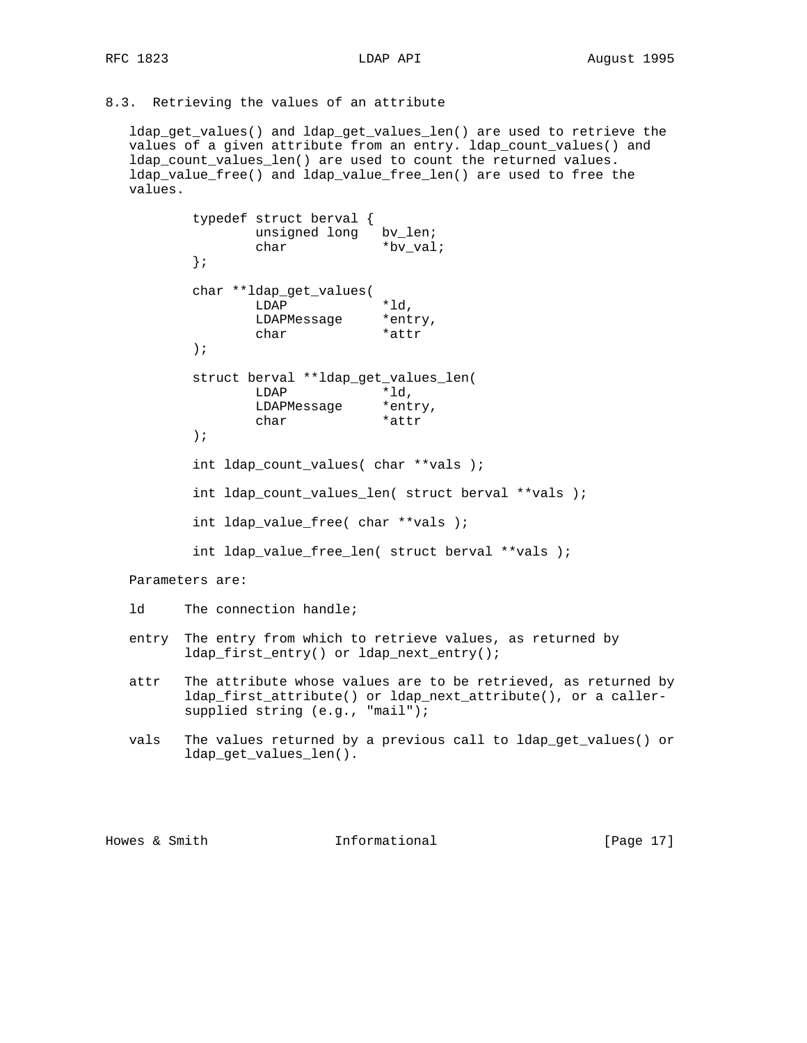### 8.3. Retrieving the values of an attribute

ldap_get_values() and ldap_get_values_len() are used to retrieve the values of a given attribute from an entry. ldap_count_values() and ldap_count_values_len() are used to count the returned values. ldap_value_free() and ldap_value_free_len() are used to free the values.

```
typedef struct berval {
        unsigned long   bv_len;
        char            *bv_val;
};

char **ldap_get_values(
        LDAP            *ld,
        LDAPMessage     *entry,
        char            *attr
);

struct berval **ldap_get_values_len(
        LDAP            *ld,
        LDAPMessage     *entry,
        char            *attr
);

int ldap_count_values( char **vals );

int ldap_count_values_len( struct berval **vals );

int ldap_value_free( char **vals );

int ldap_value_free_len( struct berval **vals );
```

Parameters are:

- **ld** The connection handle;
- **entry** The entry from which to retrieve values, as returned by ldap_first_entry() or ldap_next_entry();
- **attr** The attribute whose values are to be retrieved, as returned by ldap_first_attribute() or ldap_next_attribute(), or a caller-supplied string (e.g., "mail");
- **vals** The values returned by a previous call to ldap_get_values() or ldap_get_values_len().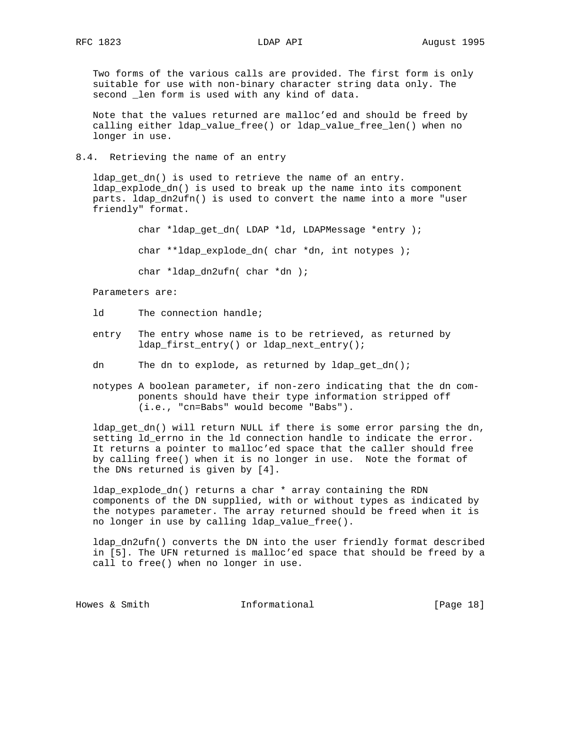Two forms of the various calls are provided. The first form is only suitable for use with non-binary character string data only. The second _len form is used with any kind of data.

Note that the values returned are malloc'ed and should be freed by calling either ldap_value_free() or ldap_value_free_len() when no longer in use.

## 8.4. Retrieving the name of an entry

ldap_get_dn() is used to retrieve the name of an entry. ldap_explode_dn() is used to break up the name into its component parts. ldap_dn2ufn() is used to convert the name into a more "user friendly" format.

```
char *ldap_get_dn( LDAP *ld, LDAPMessage *entry );

char **ldap_explode_dn( char *dn, int notypes );

char *ldap_dn2ufn( char *dn );
```

Parameters are:

ld The connection handle;

entry The entry whose name is to be retrieved, as returned by ldap_first_entry() or ldap_next_entry();

dn The dn to explode, as returned by ldap_get_dn();

notypes A boolean parameter, if non-zero indicating that the dn components should have their type information stripped off (i.e., "cn=Babs" would become "Babs").

ldap_get_dn() will return NULL if there is some error parsing the dn, setting ld_errno in the ld connection handle to indicate the error. It returns a pointer to malloc'ed space that the caller should free by calling free() when it is no longer in use. Note the format of the DNs returned is given by [4].

ldap_explode_dn() returns a char * array containing the RDN components of the DN supplied, with or without types as indicated by the notypes parameter. The array returned should be freed when it is no longer in use by calling ldap_value_free().

ldap_dn2ufn() converts the DN into the user friendly format described in [5]. The UFN returned is malloc'ed space that should be freed by a call to free() when no longer in use.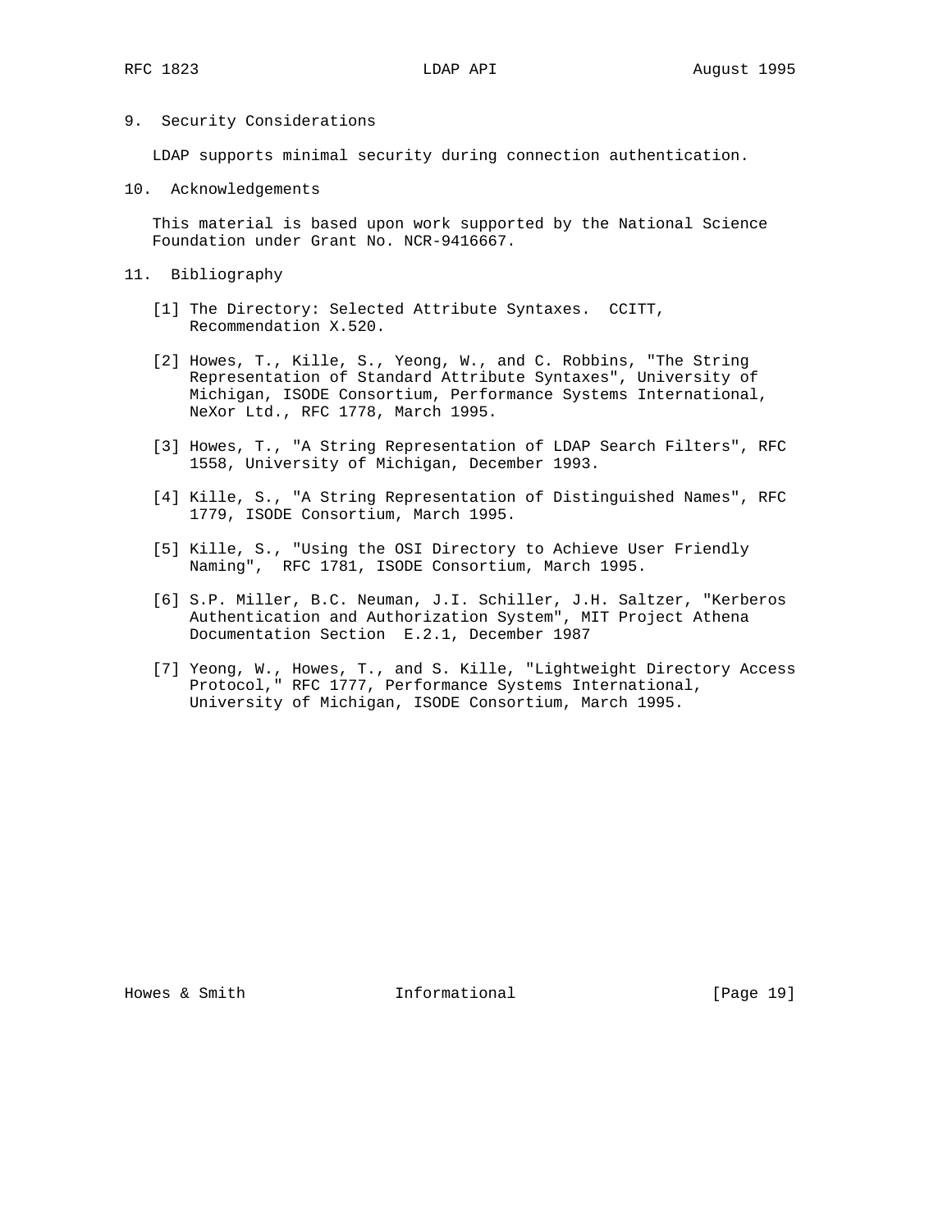## 9. Security Considerations

LDAP supports minimal security during connection authentication.

## 10. Acknowledgements

This material is based upon work supported by the National Science Foundation under Grant No. NCR-9416667.

## 11. Bibliography

[1] The Directory: Selected Attribute Syntaxes. CCITT, Recommendation X.520.

[2] Howes, T., Kille, S., Yeong, W., and C. Robbins, "The String Representation of Standard Attribute Syntaxes", University of Michigan, ISODE Consortium, Performance Systems International, NeXor Ltd., RFC 1778, March 1995.

[3] Howes, T., "A String Representation of LDAP Search Filters", RFC 1558, University of Michigan, December 1993.

[4] Kille, S., "A String Representation of Distinguished Names", RFC 1779, ISODE Consortium, March 1995.

[5] Kille, S., "Using the OSI Directory to Achieve User Friendly Naming", RFC 1781, ISODE Consortium, March 1995.

[6] S.P. Miller, B.C. Neuman, J.I. Schiller, J.H. Saltzer, "Kerberos Authentication and Authorization System", MIT Project Athena Documentation Section E.2.1, December 1987

[7] Yeong, W., Howes, T., and S. Kille, "Lightweight Directory Access Protocol," RFC 1777, Performance Systems International, University of Michigan, ISODE Consortium, March 1995.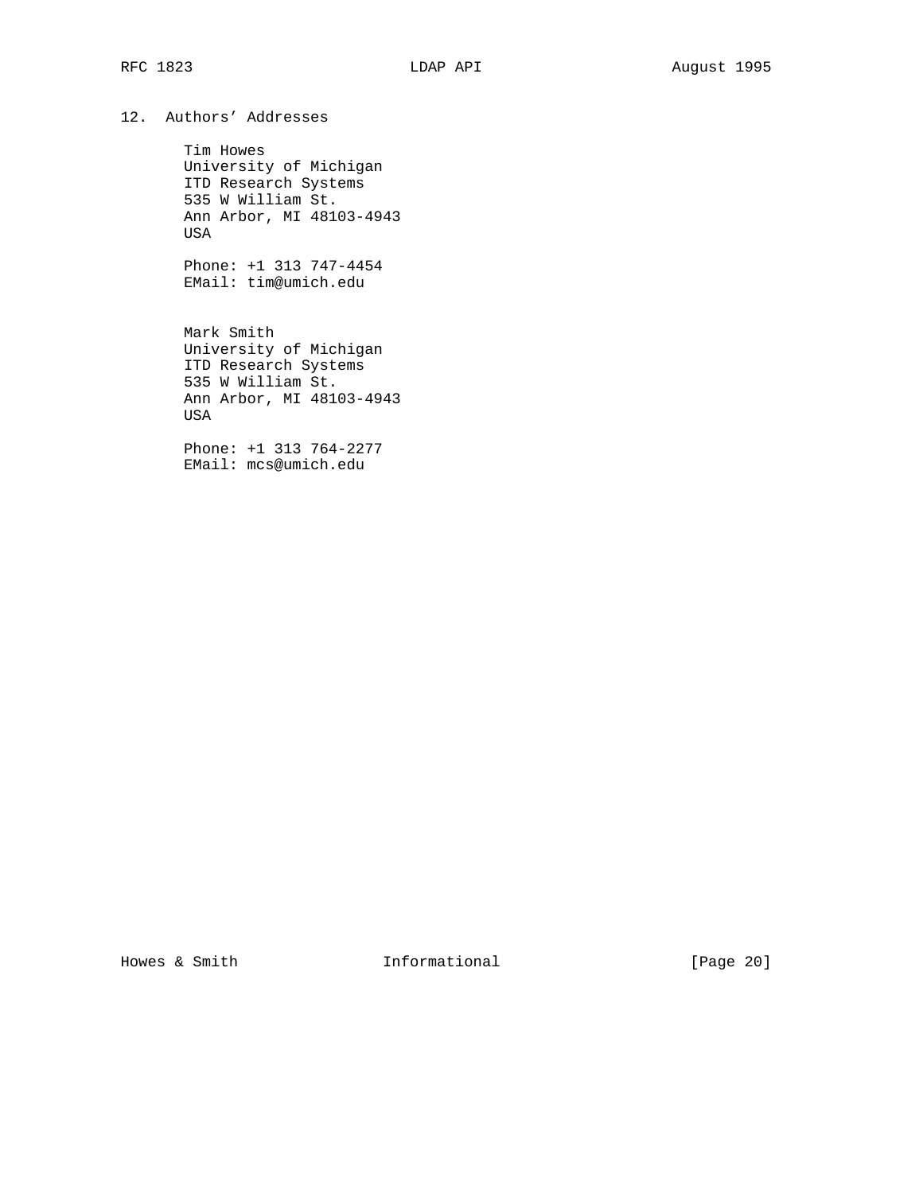## 12. Authors' Addresses

Tim Howes  
University of Michigan  
ITD Research Systems  
535 W William St.  
Ann Arbor, MI 48103-4943  
USA

Phone: +1 313 747-4454  
EMail: tim@umich.edu

Mark Smith  
University of Michigan  
ITD Research Systems  
535 W William St.  
Ann Arbor, MI 48103-4943  
USA

Phone: +1 313 764-2277  
EMail: mcs@umich.edu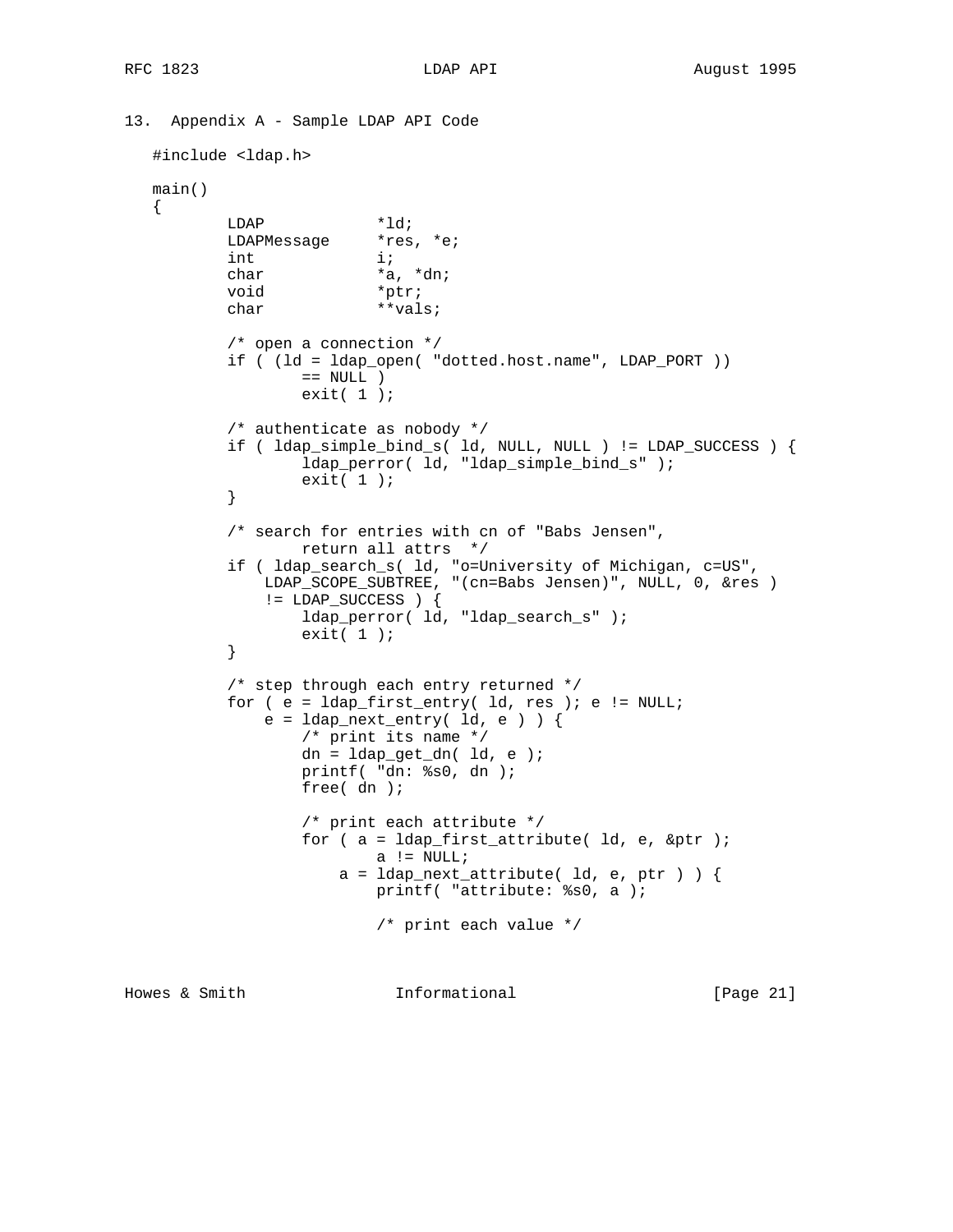## 13. Appendix A - Sample LDAP API Code

```
#include <ldap.h>

main()
{
        LDAP            *ld;
        LDAPMessage     *res, *e;
        int             i;
        char            *a, *dn;
        void            *ptr;
        char            **vals;

        /* open a connection */
        if ( (ld = ldap_open( "dotted.host.name", LDAP_PORT ))
                == NULL )
                exit( 1 );

        /* authenticate as nobody */
        if ( ldap_simple_bind_s( ld, NULL, NULL ) != LDAP_SUCCESS ) {
                ldap_perror( ld, "ldap_simple_bind_s" );
                exit( 1 );
        }

        /* search for entries with cn of "Babs Jensen",
                return all attrs  */
        if ( ldap_search_s( ld, "o=University of Michigan, c=US",
            LDAP_SCOPE_SUBTREE, "(cn=Babs Jensen)", NULL, 0, &res )
            != LDAP_SUCCESS ) {
                ldap_perror( ld, "ldap_search_s" );
                exit( 1 );
        }

        /* step through each entry returned */
        for ( e = ldap_first_entry( ld, res ); e != NULL;
            e = ldap_next_entry( ld, e ) ) {
                /* print its name */
                dn = ldap_get_dn( ld, e );
                printf( "dn: %s0, dn );
                free( dn );

                /* print each attribute */
                for ( a = ldap_first_attribute( ld, e, &ptr );
                        a != NULL;
                    a = ldap_next_attribute( ld, e, ptr ) ) {
                        printf( "attribute: %s0, a );

                        /* print each value */
```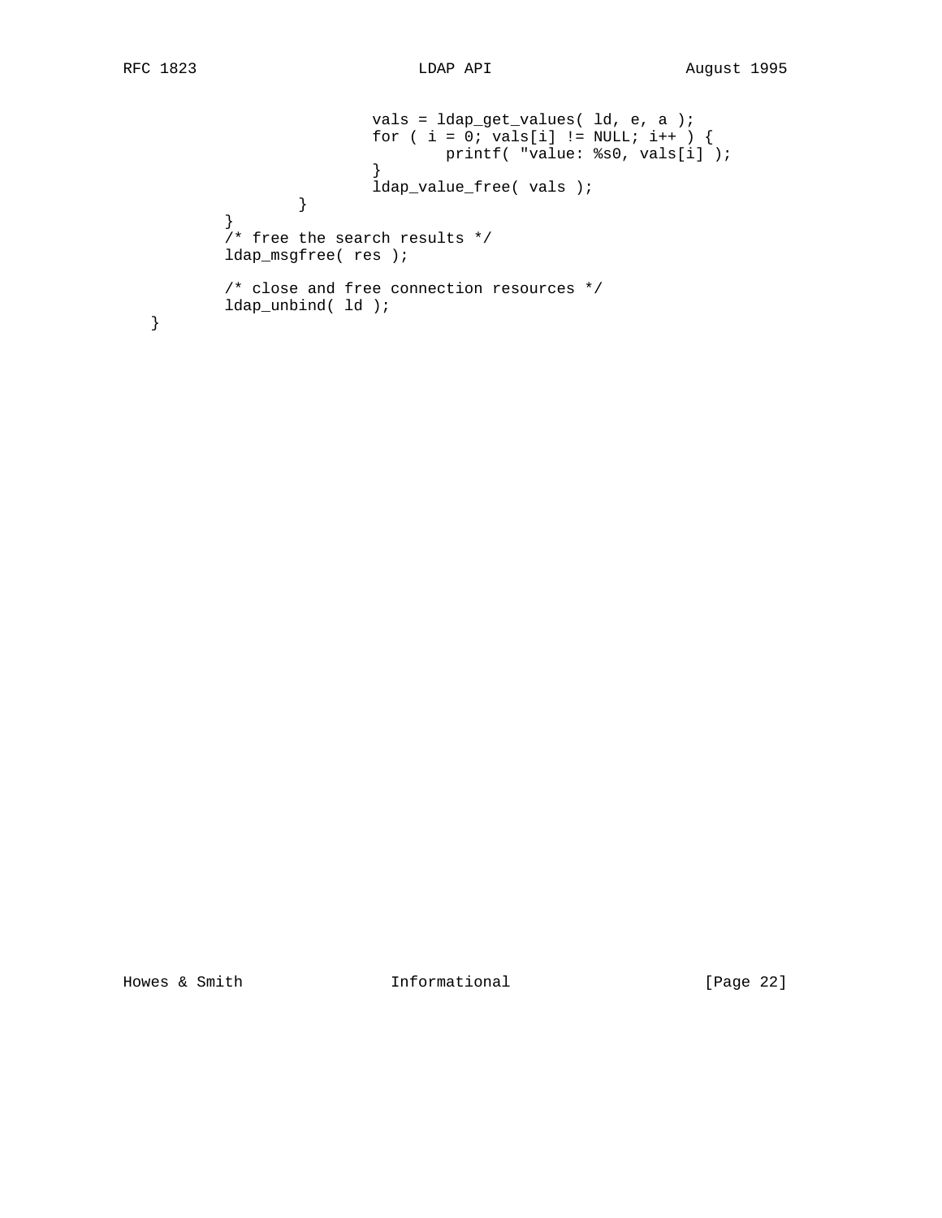```
                        vals = ldap_get_values( ld, e, a );
                        for ( i = 0; vals[i] != NULL; i++ ) {
                                printf( "value: %s0, vals[i] );
                        }
                        ldap_value_free( vals );
                }
        }
        /* free the search results */
        ldap_msgfree( res );

        /* close and free connection resources */
        ldap_unbind( ld );
}
```